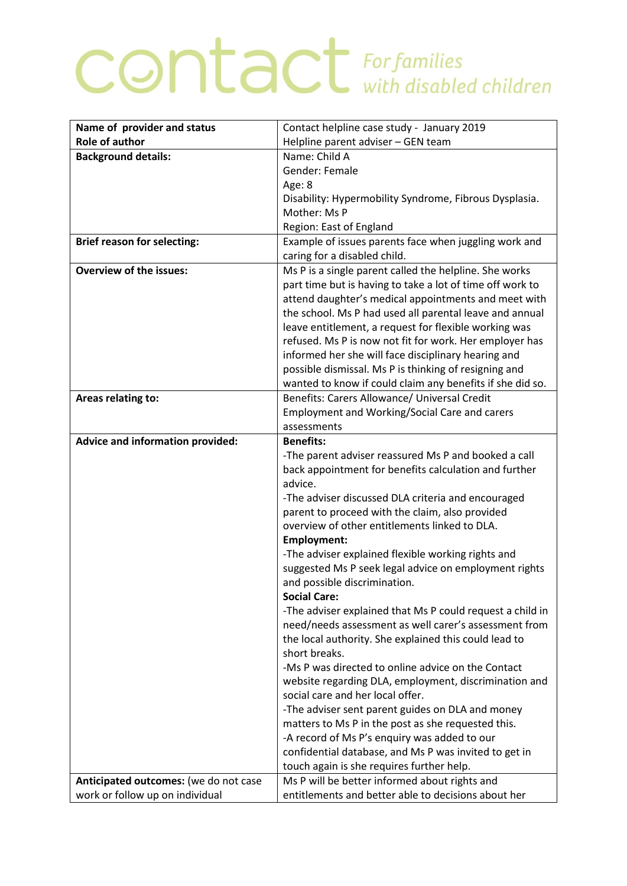# contact *For families with disabled children*

| Name of provider and status<br>Role of author | Contact helpline case study - January 2019<br>Helpline parent adviser – GEN team |
|---|---|
| **Background details:** | Name: Child A<br>Gender: Female<br>Age: 8<br>Disability: Hypermobility Syndrome, Fibrous Dysplasia.<br>Mother: Ms P<br>Region: East of England |
| **Brief reason for selecting:** | Example of issues parents face when juggling work and caring for a disabled child. |
| **Overview of the issues:** | Ms P is a single parent called the helpline. She works part time but is having to take a lot of time off work to attend daughter's medical appointments and meet with the school. Ms P had used all parental leave and annual leave entitlement, a request for flexible working was refused. Ms P is now not fit for work. Her employer has informed her she will face disciplinary hearing and possible dismissal. Ms P is thinking of resigning and wanted to know if could claim any benefits if she did so. |
| **Areas relating to:** | Benefits: Carers Allowance/ Universal Credit<br>Employment and Working/Social Care and carers assessments |
| **Advice and information provided:** | **Benefits:**<br>-The parent adviser reassured Ms P and booked a call back appointment for benefits calculation and further advice.<br>-The adviser discussed DLA criteria and encouraged parent to proceed with the claim, also provided overview of other entitlements linked to DLA.<br>**Employment:**<br>-The adviser explained flexible working rights and suggested Ms P seek legal advice on employment rights and possible discrimination.<br>**Social Care:**<br>-The adviser explained that Ms P could request a child in need/needs assessment as well carer's assessment from the local authority. She explained this could lead to short breaks.<br>-Ms P was directed to online advice on the Contact website regarding DLA, employment, discrimination and social care and her local offer.<br>-The adviser sent parent guides on DLA and money matters to Ms P in the post as she requested this.<br>-A record of Ms P's enquiry was added to our confidential database, and Ms P was invited to get in touch again is she requires further help. |
| **Anticipated outcomes:** (we do not case work or follow up on individual | Ms P will be better informed about rights and entitlements and better able to decisions about her |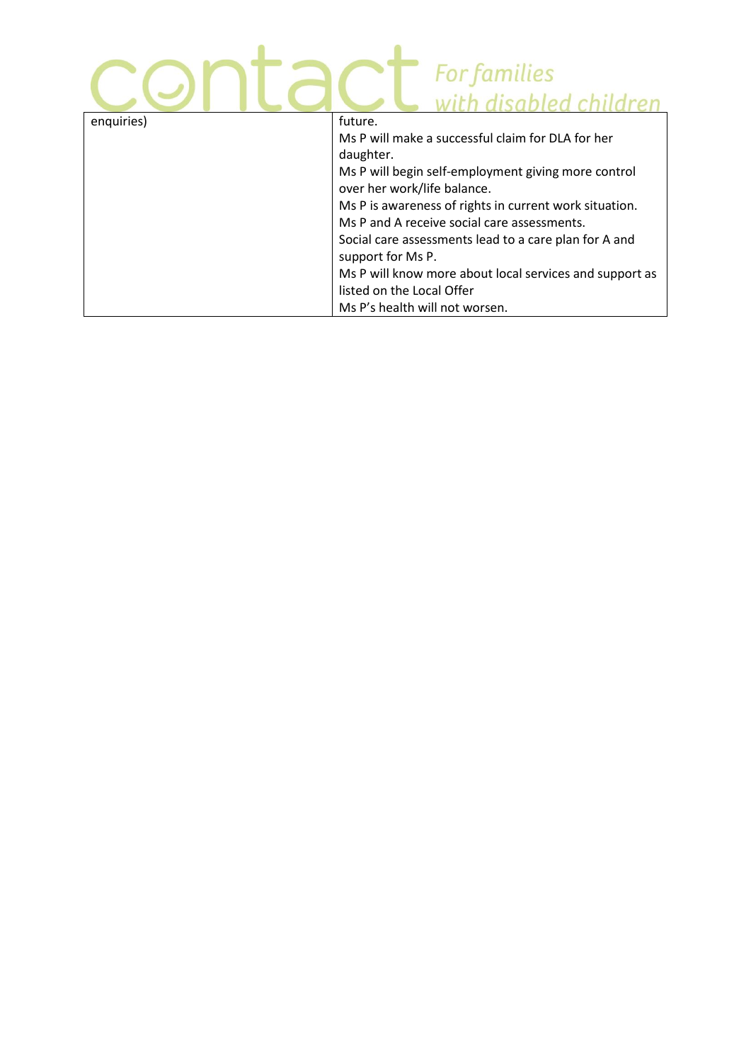| | |
|---|---|
| enquiries) | future.<br>Ms P will make a successful claim for DLA for her daughter.<br>Ms P will begin self-employment giving more control over her work/life balance.<br>Ms P is awareness of rights in current work situation.<br>Ms P and A receive social care assessments.<br>Social care assessments lead to a care plan for A and support for Ms P.<br>Ms P will know more about local services and support as listed on the Local Offer<br>Ms P's health will not worsen. |